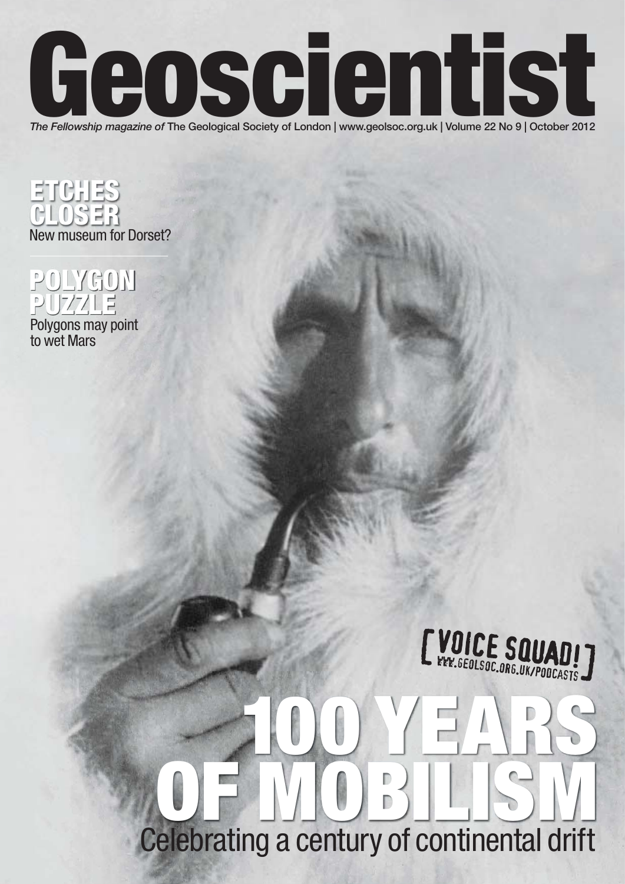# Geoscientist

*The Fellowship magazine of* The Geological Society of London | www.geolsoc.org.uk | Volume 22 No 9 | October 2012

## ETCHES CLOSER

New museum for Dorset?

## POLYGON PUZZLE

Polygons may point to wet Mars

[VOICE SQUAD!] WWW.GEOLSOC.ORG.UK/PODCASTS

# 100 YEARS OF MOBILISM

Celebrating a century of continental drift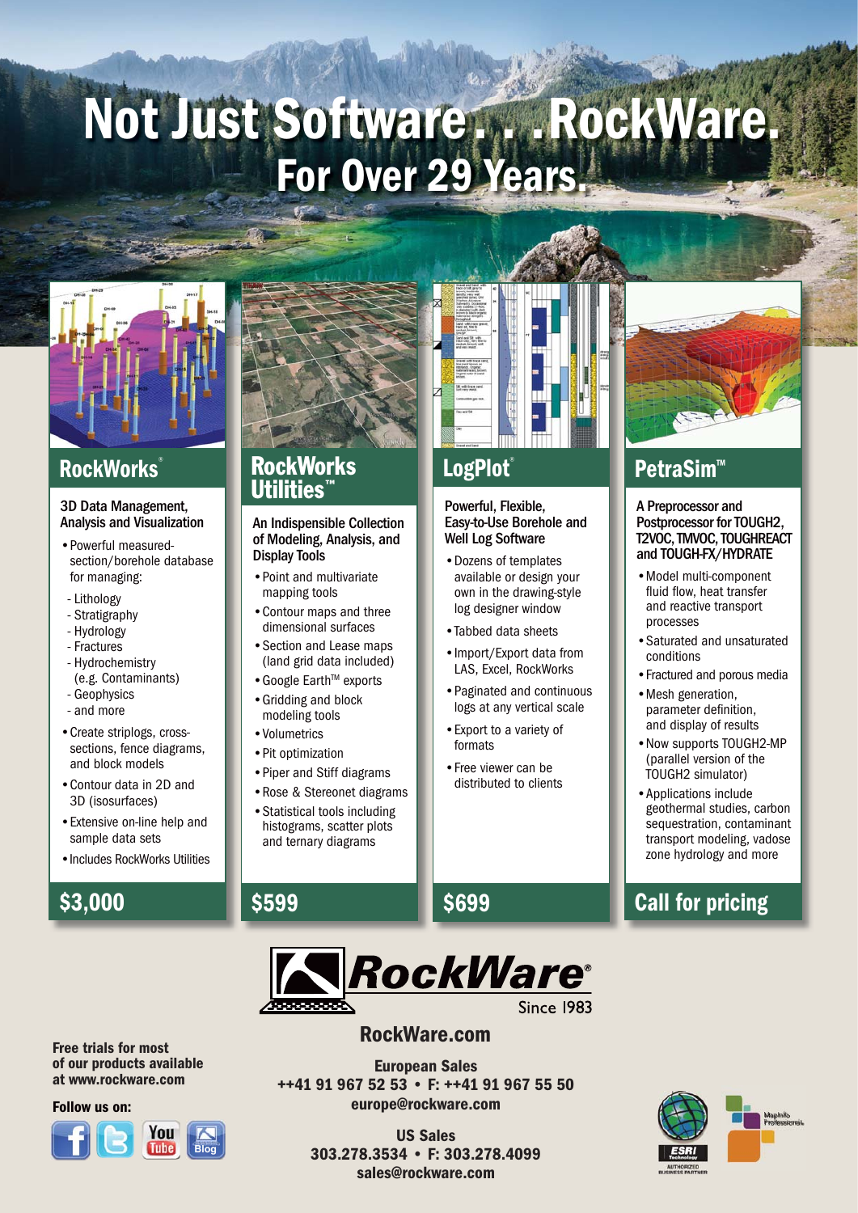# Not Just Software. . .RockWare.

## For Over 29 Years.

## RockWorks®

### 3D Data Management, Analysis and Visualization

- Powerful measured-section/borehole database for managing:
  - Lithology
  - Stratigraphy
  - Hydrology
  - Fractures
  - Hydrochemistry (e.g. Contaminants)
  - Geophysics
  - and more
- Create striplogs, cross-sections, fence diagrams, and block models
- Contour data in 2D and 3D (isosurfaces)
- Extensive on-line help and sample data sets
- Includes RockWorks Utilities

**$3,000**

## RockWorks Utilities™

### An Indispensible Collection of Modeling, Analysis, and Display Tools

- Point and multivariate mapping tools
- Contour maps and three dimensional surfaces
- Section and Lease maps (land grid data included)
- Google Earth™ exports
- Gridding and block modeling tools
- Volumetrics
- Pit optimization
- Piper and Stiff diagrams
- Rose & Stereonet diagrams
- Statistical tools including histograms, scatter plots and ternary diagrams

**$599**

## LogPlot®

### Powerful, Flexible, Easy-to-Use Borehole and Well Log Software

- Dozens of templates available or design your own in the drawing-style log designer window
- Tabbed data sheets
- Import/Export data from LAS, Excel, RockWorks
- Paginated and continuous logs at any vertical scale
- Export to a variety of formats
- Free viewer can be distributed to clients

**$699**

## PetraSim™

### A Preprocessor and Postprocessor for TOUGH2, T2VOC, TMVOC, TOUGHREACT and TOUGH-FX/HYDRATE

- Model multi-component fluid flow, heat transfer and reactive transport processes
- Saturated and unsaturated conditions
- Fractured and porous media
- Mesh generation, parameter definition, and display of results
- Now supports TOUGH2-MP (parallel version of the TOUGH2 simulator)
- Applications include geothermal studies, carbon sequestration, contaminant transport modeling, vadose zone hydrology and more

**Call for pricing**

---

**RockWare®**
Since 1983

**RockWare.com**

**European Sales**
**++41 91 967 52 53 • F: ++41 91 967 55 50**
**europe@rockware.com**

**US Sales**
**303.278.3534 • F: 303.278.4099**
**sales@rockware.com**

**Free trials for most of our products available at www.rockware.com**

**Follow us on:**

ESRI Technology — Authorized Business Partner

MapInfo Professional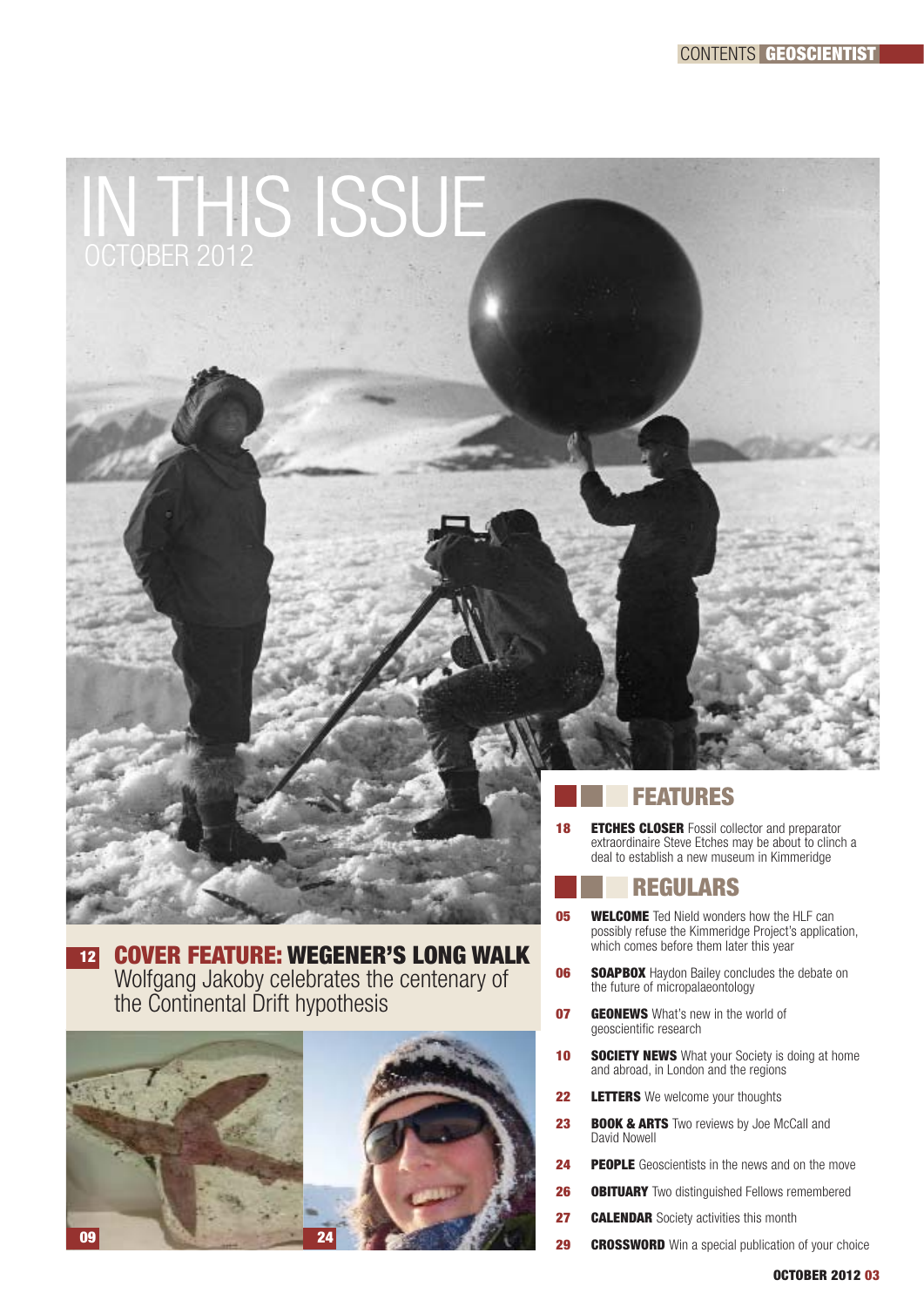# IN THIS ISSUE

OCTOBER 2012

**12 COVER FEATURE: WEGENER'S LONG WALK**
Wolfgang Jakoby celebrates the centenary of the Continental Drift hypothesis

09

24

## FEATURES

**18 ETCHES CLOSER** Fossil collector and preparator extraordinaire Steve Etches may be about to clinch a deal to establish a new museum in Kimmeridge

## REGULARS

**05 WELCOME** Ted Nield wonders how the HLF can possibly refuse the Kimmeridge Project's application, which comes before them later this year

**06 SOAPBOX** Haydon Bailey concludes the debate on the future of micropalaeontology

**07 GEONEWS** What's new in the world of geoscientific research

**10 SOCIETY NEWS** What your Society is doing at home and abroad, in London and the regions

**22 LETTERS** We welcome your thoughts

**23 BOOK & ARTS** Two reviews by Joe McCall and David Nowell

**24 PEOPLE** Geoscientists in the news and on the move

**26 OBITUARY** Two distinguished Fellows remembered

**27 CALENDAR** Society activities this month

**29 CROSSWORD** Win a special publication of your choice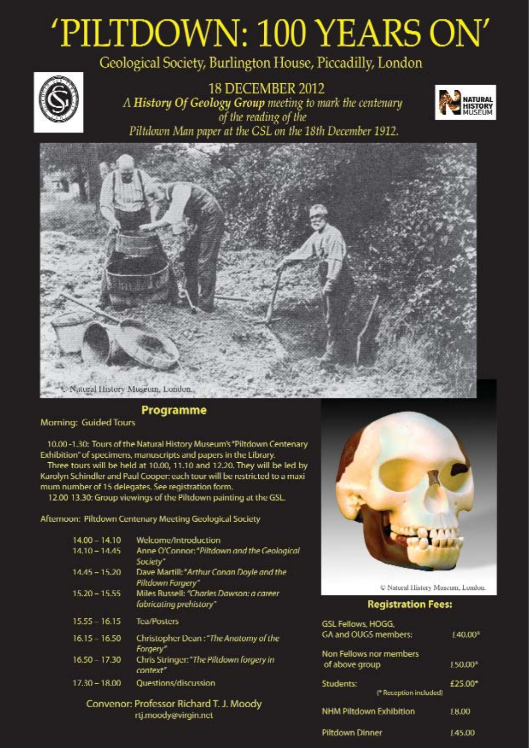# 'PILTDOWN: 100 YEARS ON'

Geological Society, Burlington House, Piccadilly, London

18 DECEMBER 2012

*A **History Of Geology Group** meeting to mark the centenary of the reading of the Piltdown Man paper at the GSL on the 18th December 1912.*

© Natural History Museum, London.

## Programme

Morning: Guided Tours

10.00 -1.30: Tours of the Natural History Museum's "Piltdown Centenary Exhibition" of specimens, manuscripts and papers in the Library.

Three tours will be held at 10.00, 11.10 and 12.20. They will be led by Karolyn Schindler and Paul Cooper: each tour will be restricted to a maxi mum number of 15 delegates. See registration form.

12.00 13.30: Group viewings of the Piltdown painting at the GSL.

Afternoon: Piltdown Centenary Meeting Geological Society

| | |
|---|---|
| 14.00 – 14.10 | Welcome/Introduction |
| 14.10 – 14.45 | Anne O'Connor: *"Piltdown and the Geological Society"* |
| 14.45 – 15.20 | Dave Martill: *"Arthur Conan Doyle and the Piltdown Forgery"* |
| 15.20 – 15.55 | Miles Russell: *"Charles Dawson: a career fabricating prehistory"* |
| 15.55 – 16.15 | Tea/Posters |
| 16.15 – 16.50 | Christopher Dean : *"The Anatomy of the Forgery"* |
| 16.50 – 17.30 | Chris Stringer: *"The Piltdown forgery in context"* |
| 17.30 – 18.00 | Questions/discussion |

Convenor: Professor Richard T. J. Moody
rtj.moody@virgin.net

© Natural History Museum, London.

## Registration Fees:

| | |
|---|---|
| GSL Fellows, HOGG, GA and OUGS members: | £40.00* |
| Non Fellows nor members of above group | £50.00* |
| Students: | £25.00* |
| (* Reception included) | |
| NHM Piltdown Exhibition | £8.00 |
| Piltdown Dinner | £45.00 |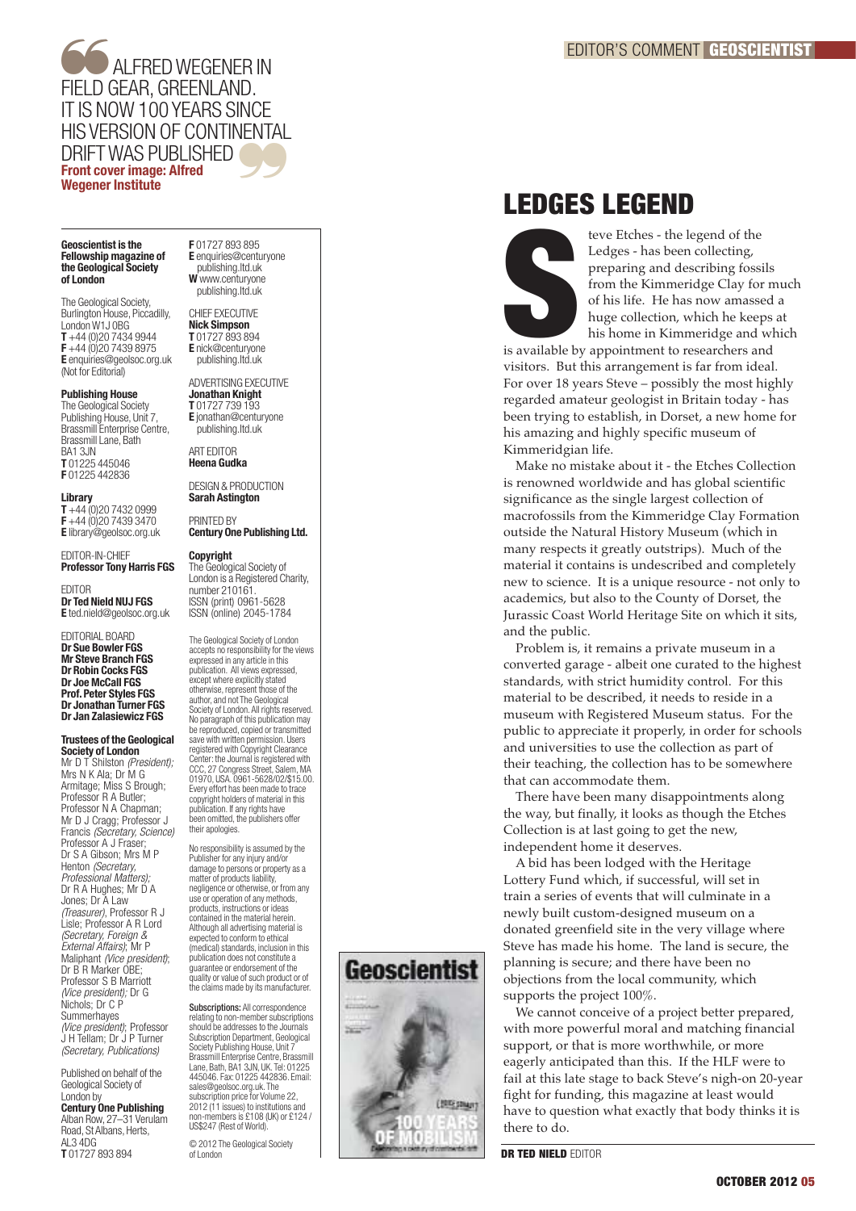ALFRED WEGENER IN FIELD GEAR, GREENLAND. IT IS NOW 100 YEARS SINCE HIS VERSION OF CONTINENTAL DRIFT WAS PUBLISHED

**Front cover image: Alfred Wegener Institute**

**Geoscientist is the Fellowship magazine of the Geological Society of London**

The Geological Society, Burlington House, Piccadilly, London W1J 0BG
**T** +44 (0)20 7434 9944
**F** +44 (0)20 7439 8975
**E** enquiries@geolsoc.org.uk
(Not for Editorial)

**Publishing House**
The Geological Society Publishing House, Unit 7, Brassmill Enterprise Centre, Brassmill Lane, Bath BA1 3JN
**T** 01225 445046
**F** 01225 442836

**Library**
**T** +44 (0)20 7432 0999
**F** +44 (0)20 7439 3470
**E** library@geolsoc.org.uk

EDITOR-IN-CHIEF
**Professor Tony Harris FGS**

EDITOR
**Dr Ted Nield NUJ FGS**
**E** ted.nield@geolsoc.org.uk

EDITORIAL BOARD
**Dr Sue Bowler FGS**
**Mr Steve Branch FGS**
**Dr Robin Cocks FGS**
**Dr Joe McCall FGS**
**Prof. Peter Styles FGS**
**Dr Jonathan Turner FGS**
**Dr Jan Zalasiewicz FGS**

**Trustees of the Geological Society of London**
Mr D T Shilston *(President)*; Mrs N K Ala; Dr M G Armitage; Miss S Brough; Professor R A Butler; Professor N A Chapman; Mr D J Cragg; Professor J Francis *(Secretary, Science)* Professor A J Fraser; Dr S A Gibson; Mrs M P Henton *(Secretary, Professional Matters)*; Dr R A Hughes; Mr D A Jones; Dr A Law *(Treasurer)*, Professor R J Lisle; Professor A R Lord *(Secretary, Foreign & External Affairs)*; Mr P Maliphant *(Vice president)*; Dr B R Marker OBE; Professor S B Marriott *(Vice president)*; Dr G Nichols; Dr C P Summerhayes *(Vice president)*; Professor J H Tellam; Dr J P Turner *(Secretary, Publications)*

Published on behalf of the Geological Society of London by
**Century One Publishing**
Alban Row, 27–31 Verulam Road, St Albans, Herts, AL3 4DG
**T** 01727 893 894
**F** 01727 893 895
**E** enquiries@centuryone publishing.ltd.uk
**W** www.centuryone publishing.ltd.uk

CHIEF EXECUTIVE
**Nick Simpson**
**T** 01727 893 894
**E** nick@centuryone publishing.ltd.uk

ADVERTISING EXECUTIVE
**Jonathan Knight**
**T** 01727 739 193
**E** jonathan@centuryone publishing.ltd.uk

ART EDITOR
**Heena Gudka**

DESIGN & PRODUCTION
**Sarah Astington**

PRINTED BY
**Century One Publishing Ltd.**

**Copyright**
The Geological Society of London is a Registered Charity, number 210161.
ISSN (print) 0961-5628
ISSN (online) 2045-1784

The Geological Society of London accepts no responsibility for the views expressed in any article in this publication. All views expressed, except where explicitly stated otherwise, represent those of the author, and not The Geological Society of London. All rights reserved. No paragraph of this publication may be reproduced, copied or transmitted save with written permission. Users registered with Copyright Clearance Center: the Journal is registered with CCC, 27 Congress Street, Salem, MA 01970, USA. 0961-5628/02/$15.00. Every effort has been made to trace copyright holders of material in this publication. If any rights have been omitted, the publishers offer their apologies.

No responsibility is assumed by the Publisher for any injury and/or damage to persons or property as a matter of products liability, negligence or otherwise, or from any use or operation of any methods, products, instructions or ideas contained in the material herein. Although all advertising material is expected to conform to ethical (medical) standards, inclusion in this publication does not constitute a guarantee or endorsement of the quality or value of such product or of the claims made by its manufacturer.

**Subscriptions:** All correspondence relating to non-member subscriptions should be addresses to the Journals Subscription Department, Geological Society Publishing House, Unit 7 Brassmill Enterprise Centre, Brassmill Lane, Bath, BA1 3JN, UK. Tel: 01225 445046. Fax: 01225 442836. Email: sales@geolsoc.org.uk. The subscription price for Volume 22, 2012 (11 issues) to institutions and non-members is £108 (UK) or £124 / US$247 (Rest of World).

© 2012 The Geological Society of London

# LEDGES LEGEND

Steve Etches - the legend of the Ledges - has been collecting, preparing and describing fossils from the Kimmeridge Clay for much of his life. He has now amassed a huge collection, which he keeps at his home in Kimmeridge and which is available by appointment to researchers and visitors. But this arrangement is far from ideal. For over 18 years Steve – possibly the most highly regarded amateur geologist in Britain today - has been trying to establish, in Dorset, a new home for his amazing and highly specific museum of Kimmeridgian life.

Make no mistake about it - the Etches Collection is renowned worldwide and has global scientific significance as the single largest collection of macrofossils from the Kimmeridge Clay Formation outside the Natural History Museum (which in many respects it greatly outstrips). Much of the material it contains is undescribed and completely new to science. It is a unique resource - not only to academics, but also to the County of Dorset, the Jurassic Coast World Heritage Site on which it sits, and the public.

Problem is, it remains a private museum in a converted garage - albeit one curated to the highest standards, with strict humidity control. For this material to be described, it needs to reside in a museum with Registered Museum status. For the public to appreciate it properly, in order for schools and universities to use the collection as part of their teaching, the collection has to be somewhere that can accommodate them.

There have been many disappointments along the way, but finally, it looks as though the Etches Collection is at last going to get the new, independent home it deserves.

A bid has been lodged with the Heritage Lottery Fund which, if successful, will set in train a series of events that will culminate in a newly built custom-designed museum on a donated greenfield site in the very village where Steve has made his home. The land is secure, the planning is secure; and there have been no objections from the local community, which supports the project 100%.

We cannot conceive of a project better prepared, with more powerful moral and matching financial support, or that is more worthwhile, or more eagerly anticipated than this. If the HLF were to fail at this late stage to back Steve's nigh-on 20-year fight for funding, this magazine at least would have to question what exactly that body thinks it is there to do.

**DR TED NIELD** EDITOR